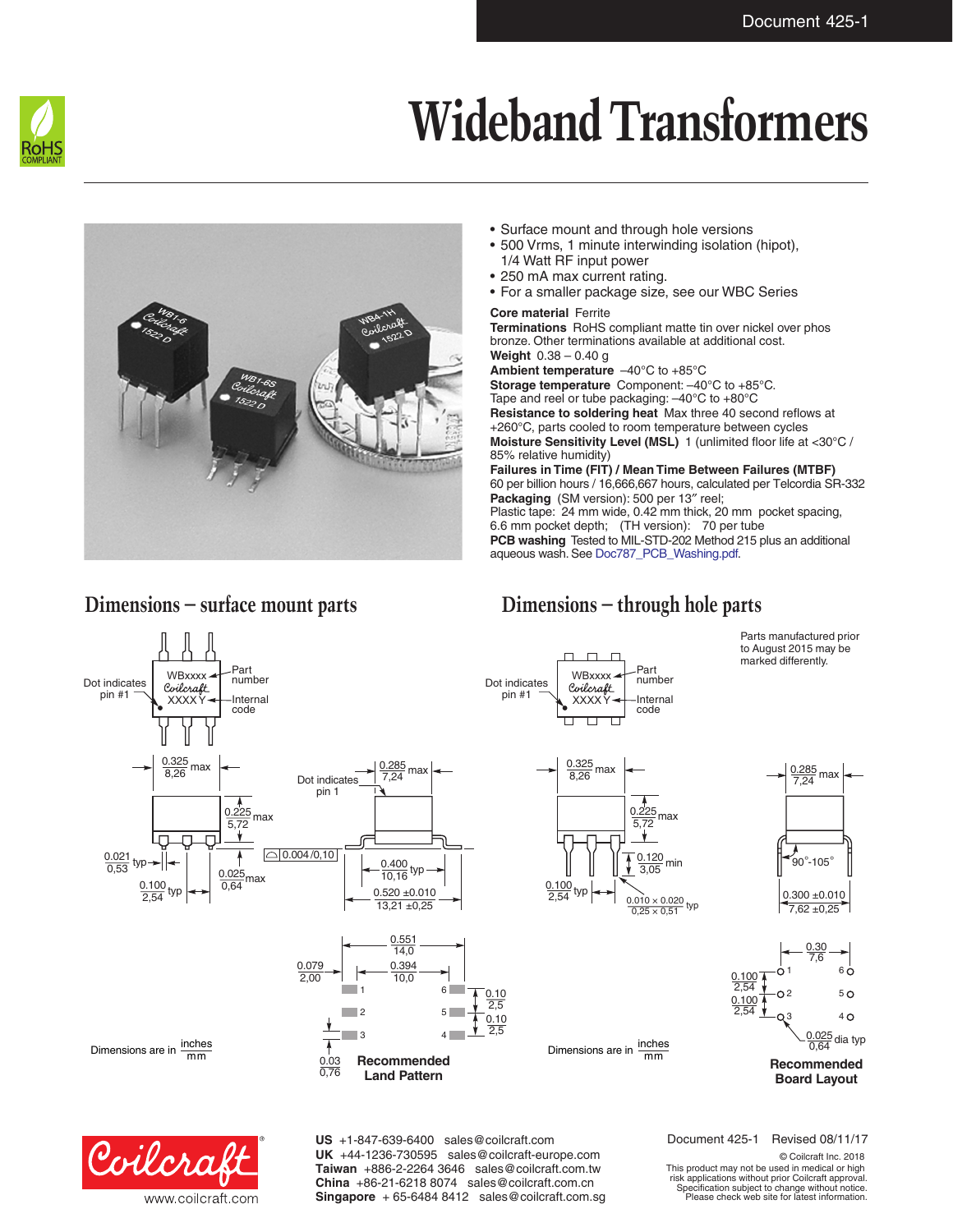# Wideband Transformers

- Surface mount and through hole versions
- 500 Vrms, 1 minute interwinding isolation (hipot), 1/4 Watt RF input power
- 250 mA max current rating.
- For a smaller package size, see our WBC Series

**Core material** Ferrite

**Terminations** RoHS compliant matte tin over nickel over phos bronze. Other terminations available at additional cost.

**Weight** 0.38 – 0.40 g

**Ambient temperature** –40°C to +85°C

**Storage temperature** Component: –40°C to +85°C. Tape and reel or tube packaging: –40°C to +80°C

**Resistance to soldering heat** Max three 40 second reflows at +260°C, parts cooled to room temperature between cycles

**Moisture Sensitivity Level (MSL)** 1 (unlimited floor life at <30°C / 85% relative humidity)

**Failures in Time (FIT) / Mean Time Between Failures (MTBF)** 60 per billion hours / 16,666,667 hours, calculated per Telcordia SR-332

**Packaging** (SM version): 500 per 13″ reel; Plastic tape: 24 mm wide, 0.42 mm thick, 20 mm pocket spacing, 6.6 mm pocket depth; (TH version): 70 per tube

**PCB washing** Tested to MIL-STD-202 Method 215 plus an additional aqueous wash. See Doc787_PCB_Washing.pdf.

## Dimensions – surface mount parts

Dot indicates pin #1; WBxxxx – Part number; XXXX Y – Internal code

0.325 / 8,26 max; 0.225 / 5,72 max; 0.021 / 0,53 typ; 0.025 / 0,64 max; 0.100 / 2,54 typ

Dot indicates pin 1; 0.285 / 7,24 max; 0.004 / 0,10 (coplanarity); 0.400 / 10,16 typ; 0.520 ±0.010 / 13,21 ±0,25

Dimensions are in inches / mm

**Recommended Land Pattern**

0.551 / 14,0; 0.394 / 10,0; 0.079 / 2,00; 0.10 / 2,5; 0.10 / 2,5; 0.03 / 0,76; pads 1, 2, 3, 4, 5, 6

## Dimensions – through hole parts

Parts manufactured prior to August 2015 may be marked differently.

Dot indicates pin #1; WBxxxx – Part number; XXXX Y – Internal code

0.325 / 8,26 max; 0.225 / 5,72 max; 0.120 / 3,05 min; 0.100 / 2,54 typ; 0.010 × 0.020 / 0,25 × 0,51 typ

0.285 / 7,24 max; 90°-105°; 0.300 ±0.010 / 7,62 ±0,25

Dimensions are in inches / mm

**Recommended Board Layout**

0.30 / 7,6; 0.100 / 2,54; 0.100 / 2,54; 0.025 / 0,64 dia typ; holes 1, 2, 3, 4, 5, 6

---

**US** +1-847-639-6400 sales@coilcraft.com
**UK** +44-1236-730595 sales@coilcraft-europe.com
**Taiwan** +886-2-2264 3646 sales@coilcraft.com.tw
**China** +86-21-6218 8074 sales@coilcraft.com.cn
**Singapore** + 65-6484 8412 sales@coilcraft.com.sg

www.coilcraft.com

Document 425-1 Revised 08/11/17

© Coilcraft Inc. 2018
This product may not be used in medical or high risk applications without prior Coilcraft approval. Specification subject to change without notice. Please check web site for latest information.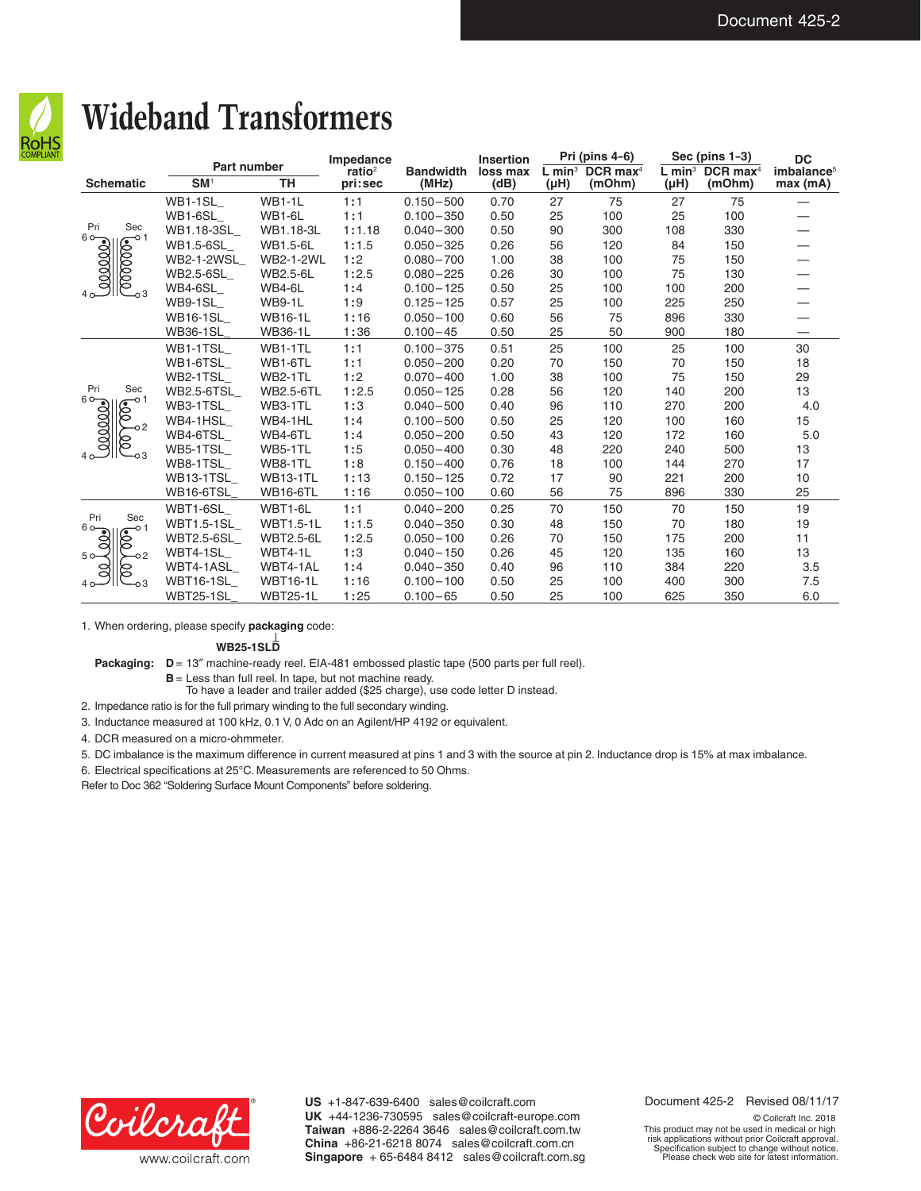# Wideband Transformers

| Schematic | Part number | | Impedance ratio[2] | Bandwidth | Insertion loss max | Pri (pins 4-6) | | Sec (pins 1-3) | | DC imbalance[5] max (mA) |
|---|---|---|---|---|---|---|---|---|---|---|
| | SM[1] | TH | pri:sec | (MHz) | (dB) | L min[3] (µH) | DCR max[4] (mOhm) | L min[3] (µH) | DCR max[4] (mOhm) | |
| Pri 6–4, Sec 1–3 | WB1-1SL_ | WB1-1L | 1:1 | 0.150–500 | 0.70 | 27 | 75 | 27 | 75 | — |
| | WB1-6SL_ | WB1-6L | 1:1 | 0.100–350 | 0.50 | 25 | 100 | 25 | 100 | — |
| | WB1.18-3SL_ | WB1.18-3L | 1:1.18 | 0.040–300 | 0.50 | 90 | 300 | 108 | 330 | — |
| | WB1.5-6SL_ | WB1.5-6L | 1:1.5 | 0.050–325 | 0.26 | 56 | 120 | 84 | 150 | — |
| | WB2-1-2WSL_ | WB2-1-2WL | 1:2 | 0.080–700 | 1.00 | 38 | 100 | 75 | 150 | — |
| | WB2.5-6SL_ | WB2.5-6L | 1:2.5 | 0.080–225 | 0.26 | 30 | 100 | 75 | 130 | — |
| | WB4-6SL_ | WB4-6L | 1:4 | 0.100–125 | 0.50 | 25 | 100 | 100 | 200 | — |
| | WB9-1SL_ | WB9-1L | 1:9 | 0.125–125 | 0.57 | 25 | 100 | 225 | 250 | — |
| | WB16-1SL_ | WB16-1L | 1:16 | 0.050–100 | 0.60 | 56 | 75 | 896 | 330 | — |
| | WB36-1SL_ | WB36-1L | 1:36 | 0.100–45 | 0.50 | 25 | 50 | 900 | 180 | — |
| Pri 6–4, Sec 1–2–3 | WB1-1TSL_ | WB1-1TL | 1:1 | 0.100–375 | 0.51 | 25 | 100 | 25 | 100 | 30 |
| | WB1-6TSL_ | WB1-6TL | 1:1 | 0.050–200 | 0.20 | 70 | 150 | 70 | 150 | 18 |
| | WB2-1TSL_ | WB2-1TL | 1:2 | 0.070–400 | 1.00 | 38 | 100 | 75 | 150 | 29 |
| | WB2.5-6TSL_ | WB2.5-6TL | 1:2.5 | 0.050–125 | 0.28 | 56 | 120 | 140 | 200 | 13 |
| | WB3-1TSL_ | WB3-1TL | 1:3 | 0.040–500 | 0.40 | 96 | 110 | 270 | 200 | 4.0 |
| | WB4-1HSL_ | WB4-1HL | 1:4 | 0.100–500 | 0.50 | 25 | 120 | 100 | 160 | 15 |
| | WB4-6TSL_ | WB4-6TL | 1:4 | 0.050–200 | 0.50 | 43 | 120 | 172 | 160 | 5.0 |
| | WB5-1TSL_ | WB5-1TL | 1:5 | 0.050–400 | 0.30 | 48 | 220 | 240 | 500 | 13 |
| | WB8-1TSL_ | WB8-1TL | 1:8 | 0.150–400 | 0.76 | 18 | 100 | 144 | 270 | 17 |
| | WB13-1TSL_ | WB13-1TL | 1:13 | 0.150–125 | 0.72 | 17 | 90 | 221 | 200 | 10 |
| | WB16-6TSL_ | WB16-6TL | 1:16 | 0.050–100 | 0.60 | 56 | 75 | 896 | 330 | 25 |
| Pri 6–5–4, Sec 1–2–3 | WBT1-6SL_ | WBT1-6L | 1:1 | 0.040–200 | 0.25 | 70 | 150 | 70 | 150 | 19 |
| | WBT1.5-1SL_ | WBT1.5-1L | 1:1.5 | 0.040–350 | 0.30 | 48 | 150 | 70 | 180 | 19 |
| | WBT2.5-6SL_ | WBT2.5-6L | 1:2.5 | 0.050–100 | 0.26 | 70 | 150 | 175 | 200 | 11 |
| | WBT4-1SL_ | WBT4-1L | 1:3 | 0.040–150 | 0.26 | 45 | 120 | 135 | 160 | 13 |
| | WBT4-1ASL_ | WBT4-1AL | 1:4 | 0.040–350 | 0.40 | 96 | 110 | 384 | 220 | 3.5 |
| | WBT16-1SL_ | WBT16-1L | 1:16 | 0.100–100 | 0.50 | 25 | 100 | 400 | 300 | 7.5 |
| | WBT25-1SL_ | WBT25-1L | 1:25 | 0.100–65 | 0.50 | 25 | 100 | 625 | 350 | 6.0 |

1. When ordering, please specify **packaging** code:

   **WB25-1SLD**

   **Packaging:** **D** = 13″ machine-ready reel. EIA-481 embossed plastic tape (500 parts per full reel).
   **B** = Less than full reel. In tape, but not machine ready. To have a leader and trailer added ($25 charge), use code letter D instead.
2. Impedance ratio is for the full primary winding to the full secondary winding.
3. Inductance measured at 100 kHz, 0.1 V, 0 Adc on an Agilent/HP 4192 or equivalent.
4. DCR measured on a micro-ohmmeter.
5. DC imbalance is the maximum difference in current measured at pins 1 and 3 with the source at pin 2. Inductance drop is 15% at max imbalance.
6. Electrical specifications at 25°C. Measurements are referenced to 50 Ohms.

Refer to Doc 362 "Soldering Surface Mount Components" before soldering.

**US** +1-847-639-6400 sales@coilcraft.com
**UK** +44-1236-730595 sales@coilcraft-europe.com
**Taiwan** +886-2-2264 3646 sales@coilcraft.com.tw
**China** +86-21-6218 8074 sales@coilcraft.com.cn
**Singapore** + 65-6484 8412 sales@coilcraft.com.sg

Document 425-2 Revised 08/11/17

© Coilcraft Inc. 2018

This product may not be used in medical or high risk applications without prior Coilcraft approval. Specification subject to change without notice. Please check web site for latest information.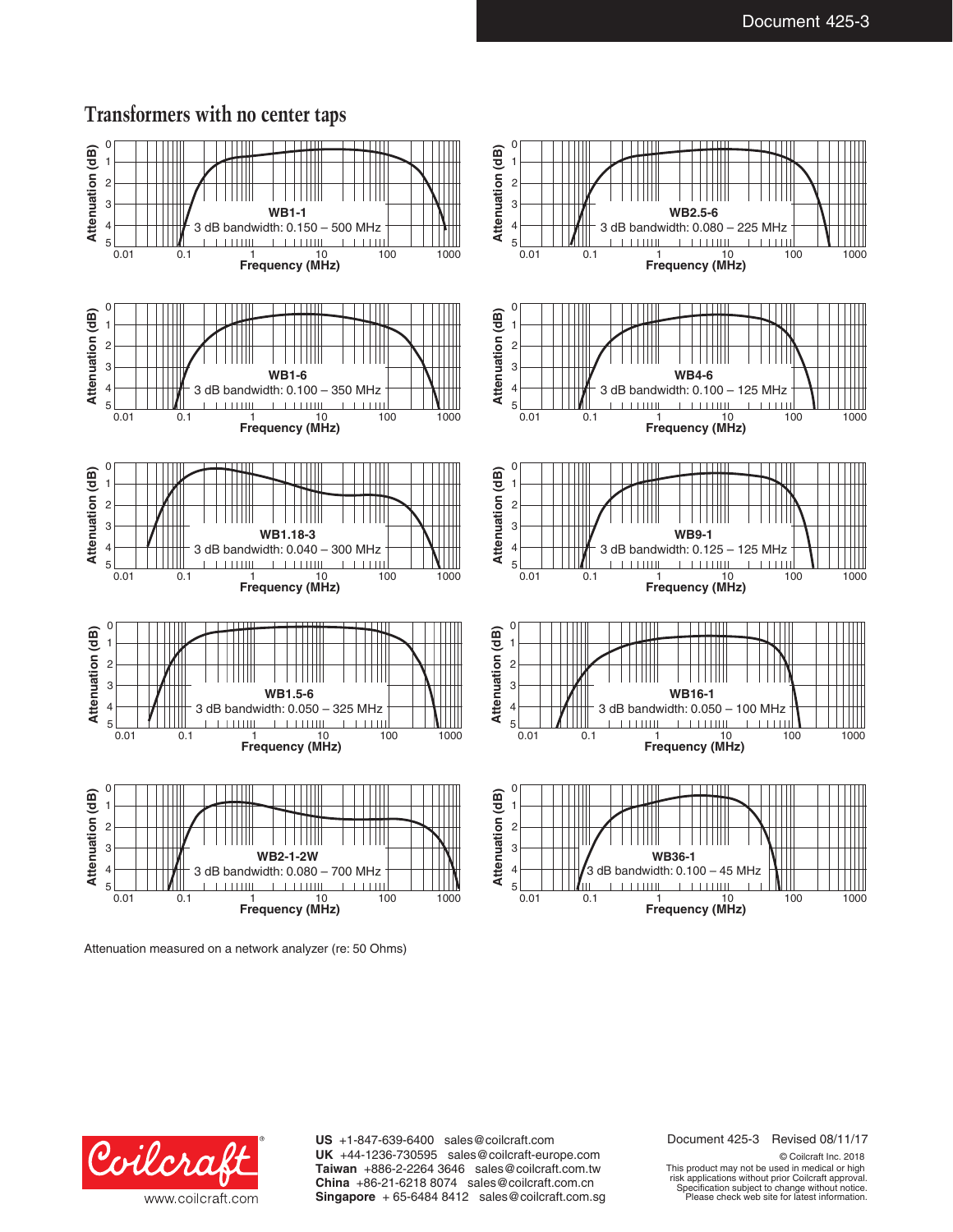# Transformers with no center taps

**WB1-1**
3 dB bandwidth: 0.150 – 500 MHz

**WB2.5-6**
3 dB bandwidth: 0.080 – 225 MHz

**WB1-6**
3 dB bandwidth: 0.100 – 350 MHz

**WB4-6**
3 dB bandwidth: 0.100 – 125 MHz

**WB1.18-3**
3 dB bandwidth: 0.040 – 300 MHz

**WB9-1**
3 dB bandwidth: 0.125 – 125 MHz

**WB1.5-6**
3 dB bandwidth: 0.050 – 325 MHz

**WB16-1**
3 dB bandwidth: 0.050 – 100 MHz

**WB2-1-2W**
3 dB bandwidth: 0.080 – 700 MHz

**WB36-1**
3 dB bandwidth: 0.100 – 45 MHz

Attenuation measured on a network analyzer (re: 50 Ohms)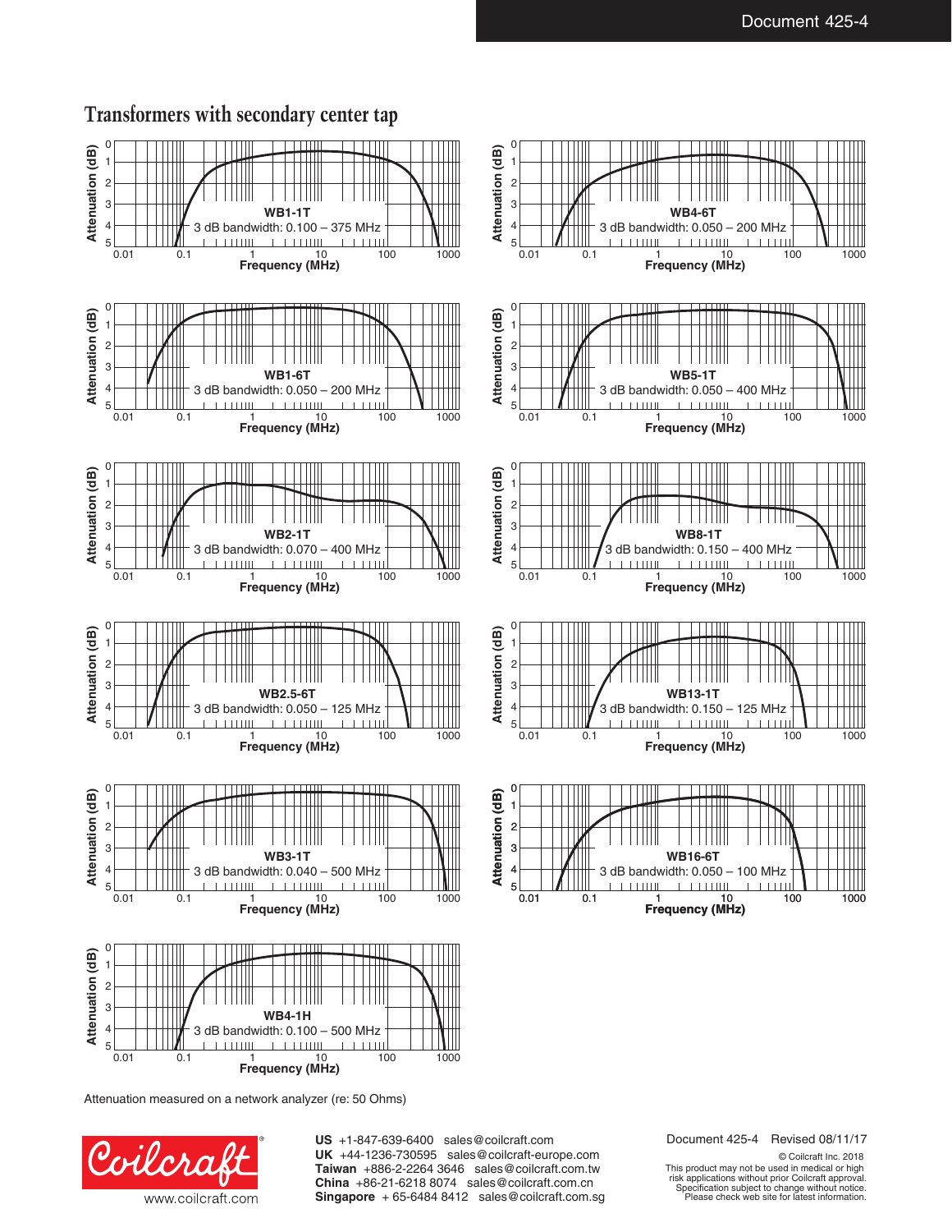# Transformers with secondary center tap

**WB1-1T**
3 dB bandwidth: 0.100 – 375 MHz

**WB4-6T**
3 dB bandwidth: 0.050 – 200 MHz

**WB1-6T**
3 dB bandwidth: 0.050 – 200 MHz

**WB5-1T**
3 dB bandwidth: 0.050 – 400 MHz

**WB2-1T**
3 dB bandwidth: 0.070 – 400 MHz

**WB8-1T**
3 dB bandwidth: 0.150 – 400 MHz

**WB2.5-6T**
3 dB bandwidth: 0.050 – 125 MHz

**WB13-1T**
3 dB bandwidth: 0.150 – 125 MHz

**WB3-1T**
3 dB bandwidth: 0.040 – 500 MHz

**WB16-6T**
3 dB bandwidth: 0.050 – 100 MHz

**WB4-1H**
3 dB bandwidth: 0.100 – 500 MHz

Attenuation measured on a network analyzer (re: 50 Ohms)

www.coilcraft.com

**US** +1-847-639-6400 sales@coilcraft.com
**UK** +44-1236-730595 sales@coilcraft-europe.com
**Taiwan** +886-2-2264 3646 sales@coilcraft.com.tw
**China** +86-21-6218 8074 sales@coilcraft.com.cn
**Singapore** + 65-6484 8412 sales@coilcraft.com.sg

Document 425-4 Revised 08/11/17

© Coilcraft Inc. 2018
This product may not be used in medical or high risk applications without prior Coilcraft approval.
Specification subject to change without notice.
Please check web site for latest information.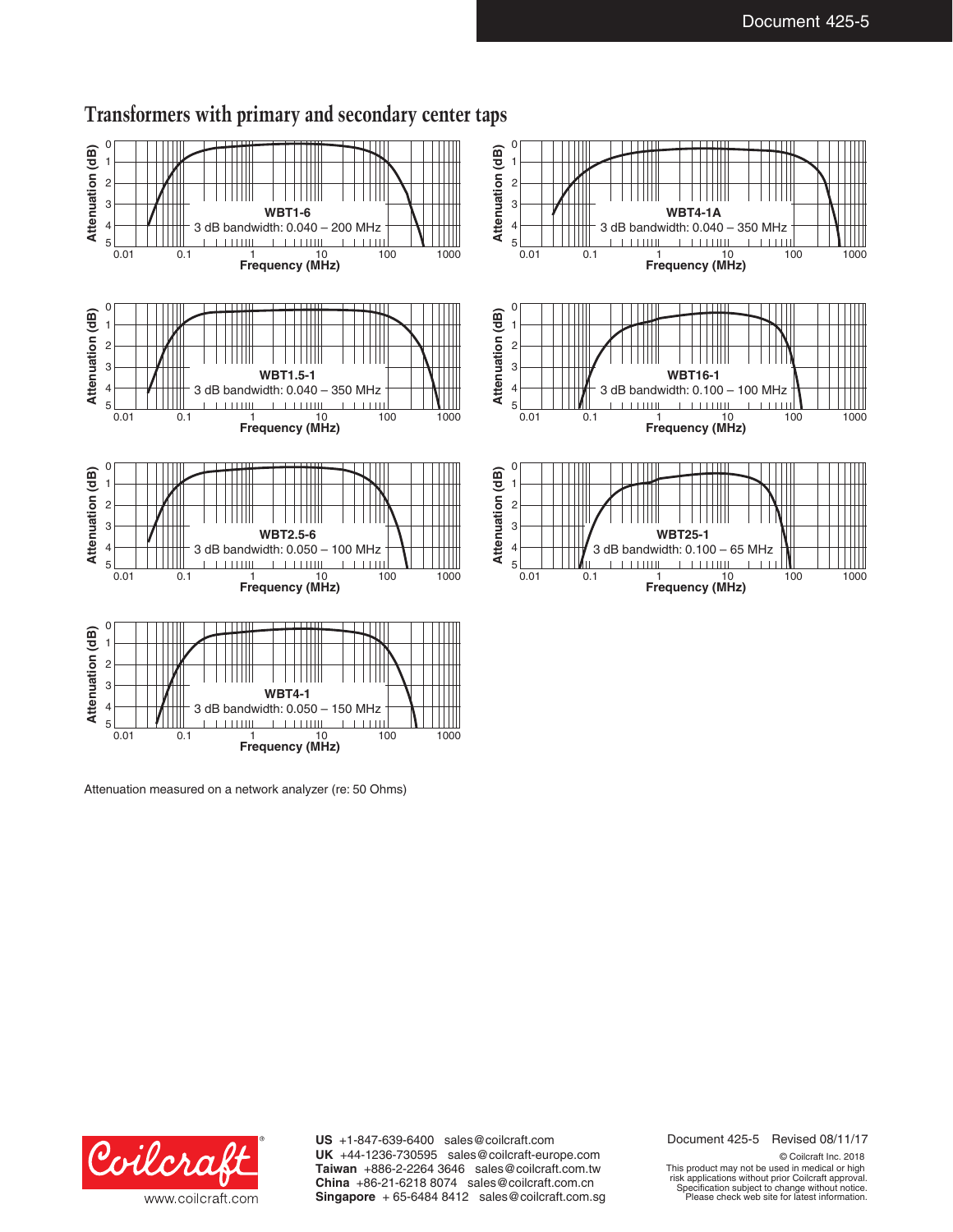## Transformers with primary and secondary center taps

**WBT1-6**
3 dB bandwidth: 0.040 – 200 MHz

**WBT4-1A**
3 dB bandwidth: 0.040 – 350 MHz

**WBT1.5-1**
3 dB bandwidth: 0.040 – 350 MHz

**WBT16-1**
3 dB bandwidth: 0.100 – 100 MHz

**WBT2.5-6**
3 dB bandwidth: 0.050 – 100 MHz

**WBT25-1**
3 dB bandwidth: 0.100 – 65 MHz

**WBT4-1**
3 dB bandwidth: 0.050 – 150 MHz

Attenuation measured on a network analyzer (re: 50 Ohms)

**US** +1-847-639-6400 sales@coilcraft.com
**UK** +44-1236-730595 sales@coilcraft-europe.com
**Taiwan** +886-2-2264 3646 sales@coilcraft.com.tw
**China** +86-21-6218 8074 sales@coilcraft.com.cn
**Singapore** + 65-6484 8412 sales@coilcraft.com.sg

Document 425-5 Revised 08/11/17

© Coilcraft Inc. 2018
This product may not be used in medical or high risk applications without prior Coilcraft approval.
Specification subject to change without notice.
Please check web site for latest information.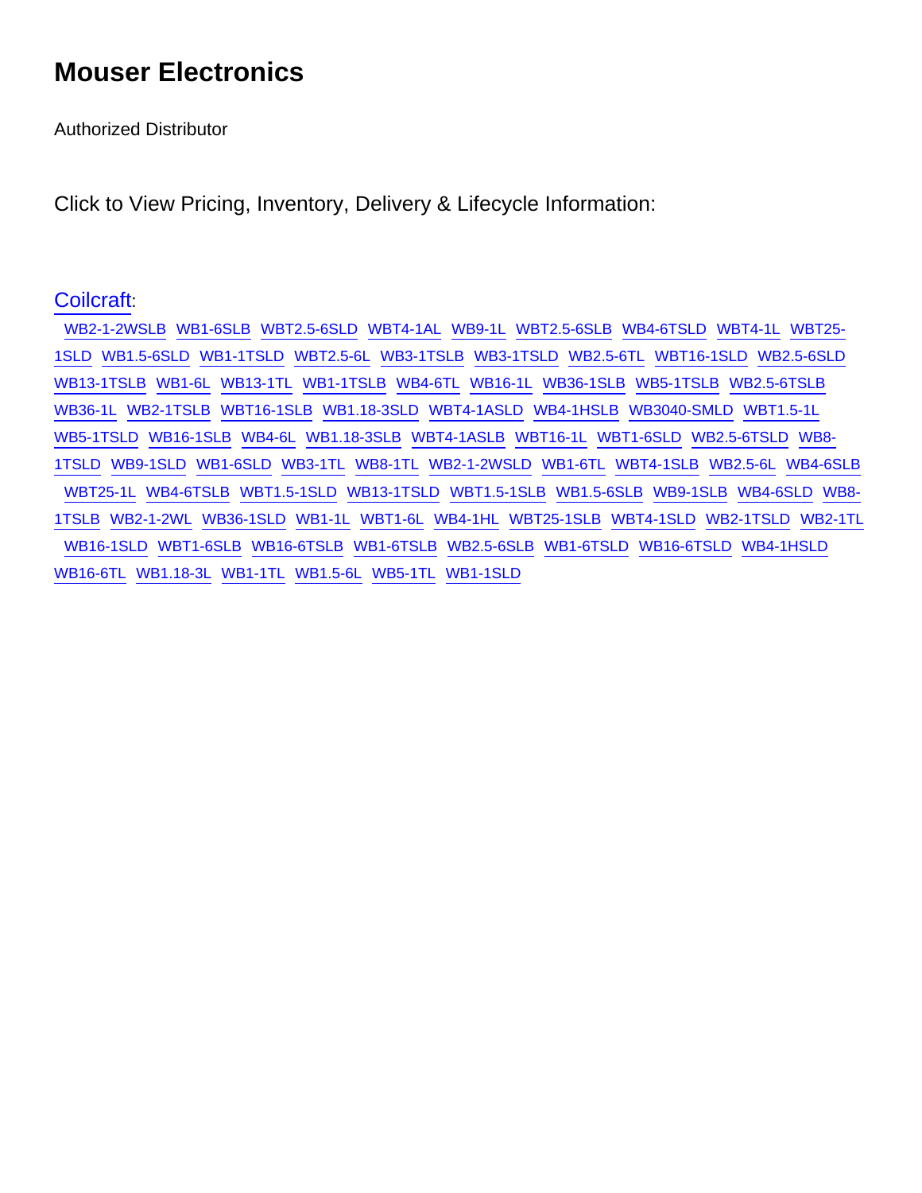# Mouser Electronics

Authorized Distributor

Click to View Pricing, Inventory, Delivery & Lifecycle Information:

Coilcraft:

WB2-1-2WSLB WB1-6SLB WBT2.5-6SLD WBT4-1AL WB9-1L WBT2.5-6SLB WB4-6TSLD WBT4-1L WBT25-1SLD WB1.5-6SLD WB1-1TSLD WBT2.5-6L WB3-1TSLB WB3-1TSLD WB2.5-6TL WBT16-1SLD WB2.5-6SLD WB13-1TSLB WB1-6L WB13-1TL WB1-1TSLB WB4-6TL WB16-1L WB36-1SLB WB5-1TSLB WB2.5-6TSLB WB36-1L WB2-1TSLB WBT16-1SLB WB1.18-3SLD WBT4-1ASLD WB4-1HSLB WB3040-SMLD WBT1.5-1L WB5-1TSLD WB16-1SLB WB4-6L WB1.18-3SLB WBT4-1ASLB WBT16-1L WBT1-6SLD WB2.5-6TSLD WB8-1TSLD WB9-1SLD WB1-6SLD WB3-1TL WB8-1TL WB2-1-2WSLD WB1-6TL WBT4-1SLB WB2.5-6L WB4-6SLB WBT25-1L WB4-6TSLB WBT1.5-1SLD WB13-1TSLD WBT1.5-1SLB WB1.5-6SLB WB9-1SLB WB4-6SLD WB8-1TSLB WB2-1-2WL WB36-1SLD WB1-1L WBT1-6L WB4-1HL WBT25-1SLB WBT4-1SLD WB2-1TSLD WB2-1TL WB16-1SLD WBT1-6SLB WB16-6TSLB WB1-6TSLB WB2.5-6SLB WB1-6TSLD WB16-6TSLD WB4-1HSLD WB16-6TL WB1.18-3L WB1-1TL WB1.5-6L WB5-1TL WB1-1SLD